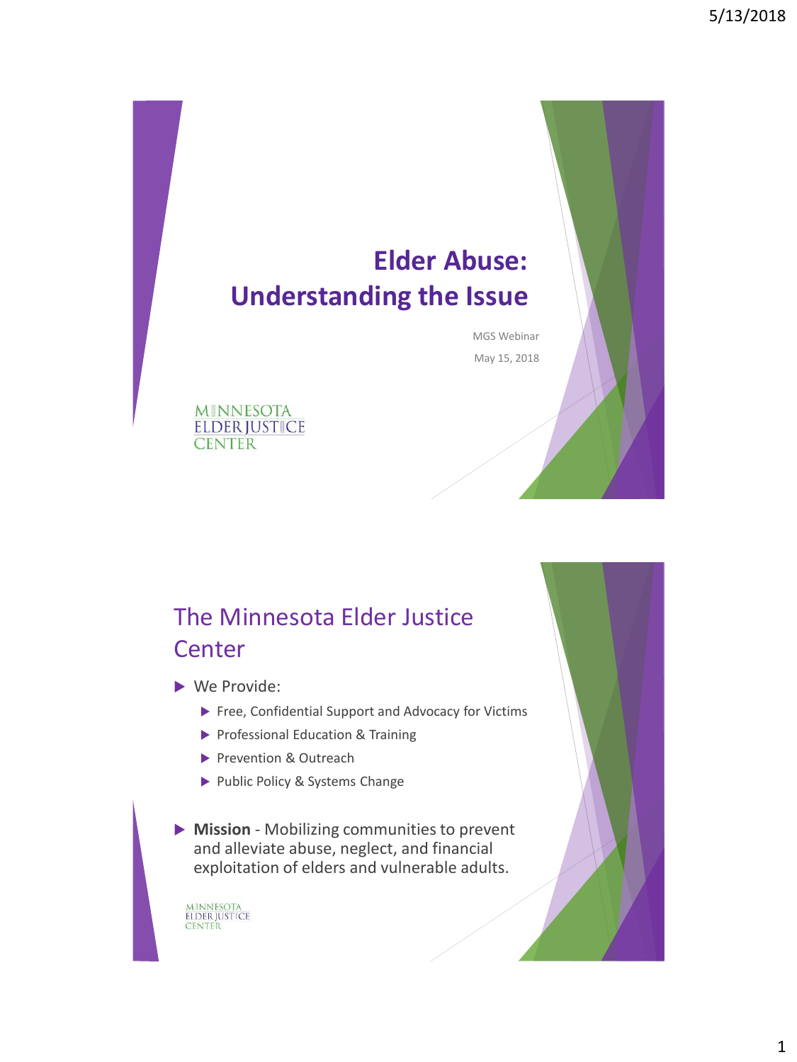# Elder Abuse: Understanding the Issue

MGS Webinar

May 15, 2018

MINNESOTA ELDER JUSTICE CENTER

## The Minnesota Elder Justice Center

- We Provide:
  - Free, Confidential Support and Advocacy for Victims
  - Professional Education & Training
  - Prevention & Outreach
  - Public Policy & Systems Change
- **Mission** - Mobilizing communities to prevent and alleviate abuse, neglect, and financial exploitation of elders and vulnerable adults.

MINNESOTA ELDER JUSTICE CENTER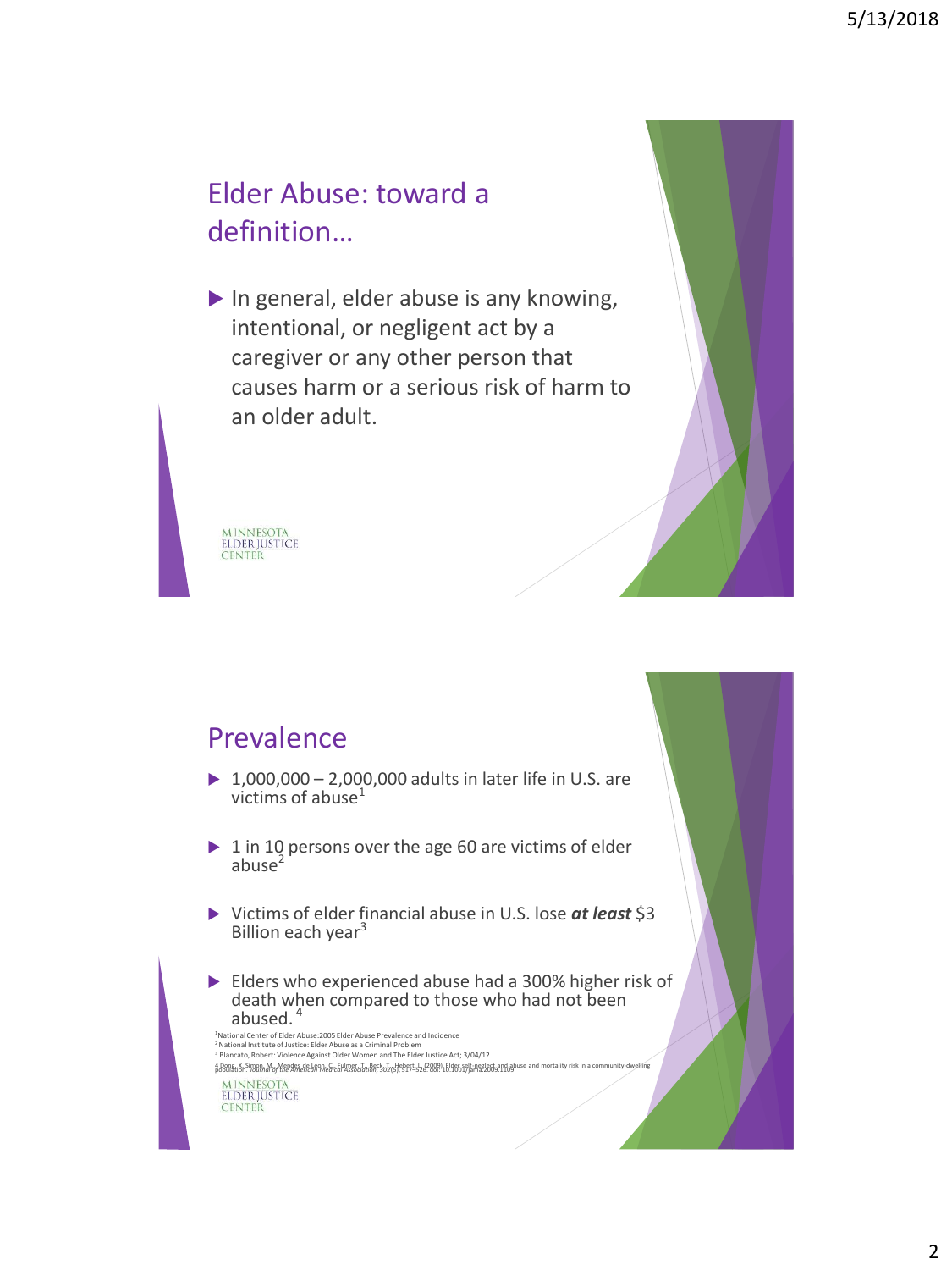## Elder Abuse: toward a definition…

- In general, elder abuse is any knowing, intentional, or negligent act by a caregiver or any other person that causes harm or a serious risk of harm to an older adult.

MINNESOTA ELDER JUSTICE CENTER

## Prevalence

- 1,000,000 – 2,000,000 adults in later life in U.S. are victims of abuse[1]
- 1 in 10 persons over the age 60 are victims of elder abuse[2]
- Victims of elder financial abuse in U.S. lose ***at least*** $3 Billion each year[3]
- Elders who experienced abuse had a 300% higher risk of death when compared to those who had not been abused.[4]

[1]National Center of Elder Abuse:2005 Elder Abuse Prevalence and Incidence
[2]National Institute of Justice: Elder Abuse as a Criminal Problem
[3]Biancato, Robert: Violence Against Older Women and The Elder Justice Act; 3/04/12
[4]Dong, X. Simon, M., Mendes de Leon, C., Fulmer, T., Beck, T., Hebert, L. (2009). Elder self-neglect and abuse and mortality risk in a community-dwelling population. *Journal of the American Medical Association*, 302(5), 517–526. doi: 10.1001/jama.2009.1109

MINNESOTA ELDER JUSTICE CENTER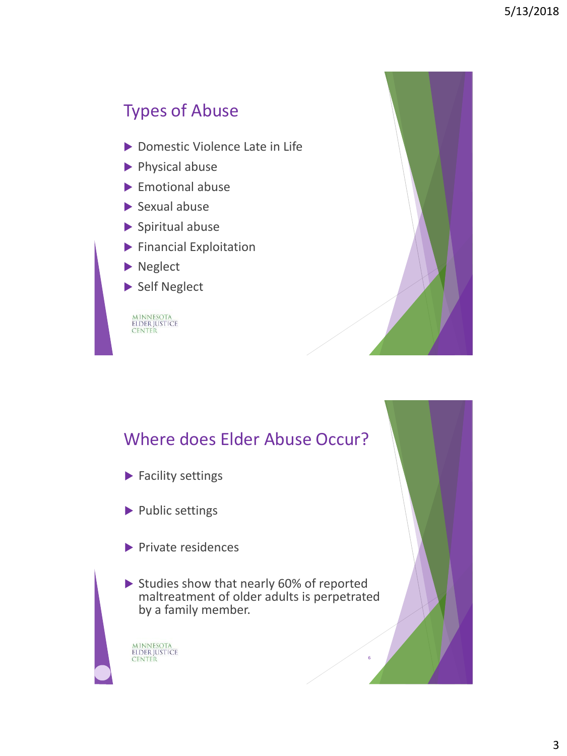## Types of Abuse

- Domestic Violence Late in Life
- Physical abuse
- Emotional abuse
- Sexual abuse
- Spiritual abuse
- Financial Exploitation
- Neglect
- Self Neglect

MINNESOTA ELDER JUSTICE CENTER

## Where does Elder Abuse Occur?

- Facility settings
- Public settings
- Private residences
- Studies show that nearly 60% of reported maltreatment of older adults is perpetrated by a family member.

MINNESOTA ELDER JUSTICE CENTER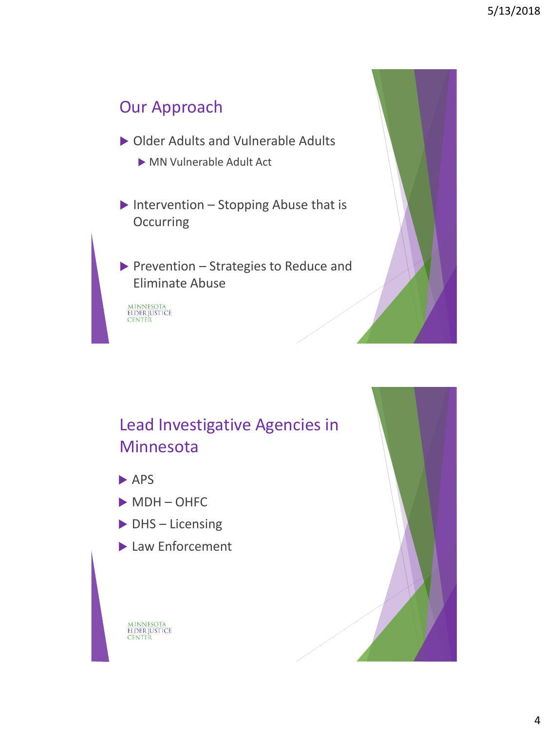## Our Approach

- Older Adults and Vulnerable Adults
  - MN Vulnerable Adult Act
- Intervention – Stopping Abuse that is Occurring
- Prevention – Strategies to Reduce and Eliminate Abuse

MINNESOTA ELDER JUSTICE CENTER

## Lead Investigative Agencies in Minnesota

- APS
- MDH – OHFC
- DHS – Licensing
- Law Enforcement

MINNESOTA ELDER JUSTICE CENTER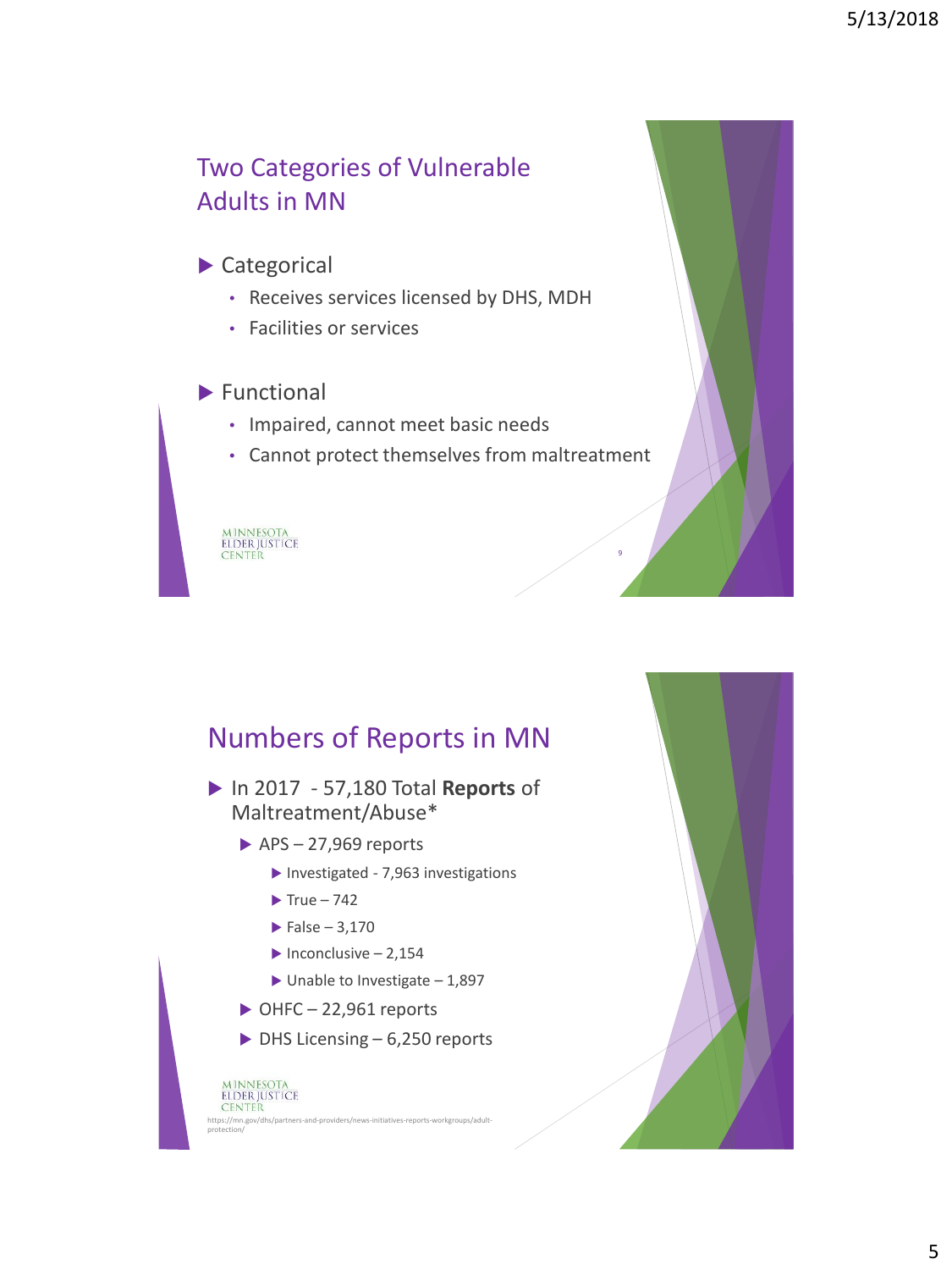## Two Categories of Vulnerable Adults in MN

- Categorical
  - Receives services licensed by DHS, MDH
  - Facilities or services
- Functional
  - Impaired, cannot meet basic needs
  - Cannot protect themselves from maltreatment

MINNESOTA ELDER JUSTICE CENTER

## Numbers of Reports in MN

- In 2017 - 57,180 Total **Reports** of Maltreatment/Abuse*
  - APS – 27,969 reports
    - Investigated - 7,963 investigations
    - True – 742
    - False – 3,170
    - Inconclusive – 2,154
    - Unable to Investigate – 1,897
  - OHFC – 22,961 reports
  - DHS Licensing – 6,250 reports

MINNESOTA ELDER JUSTICE CENTER

https://mn.gov/dhs/partners-and-providers/news-initiatives-reports-workgroups/adult-protection/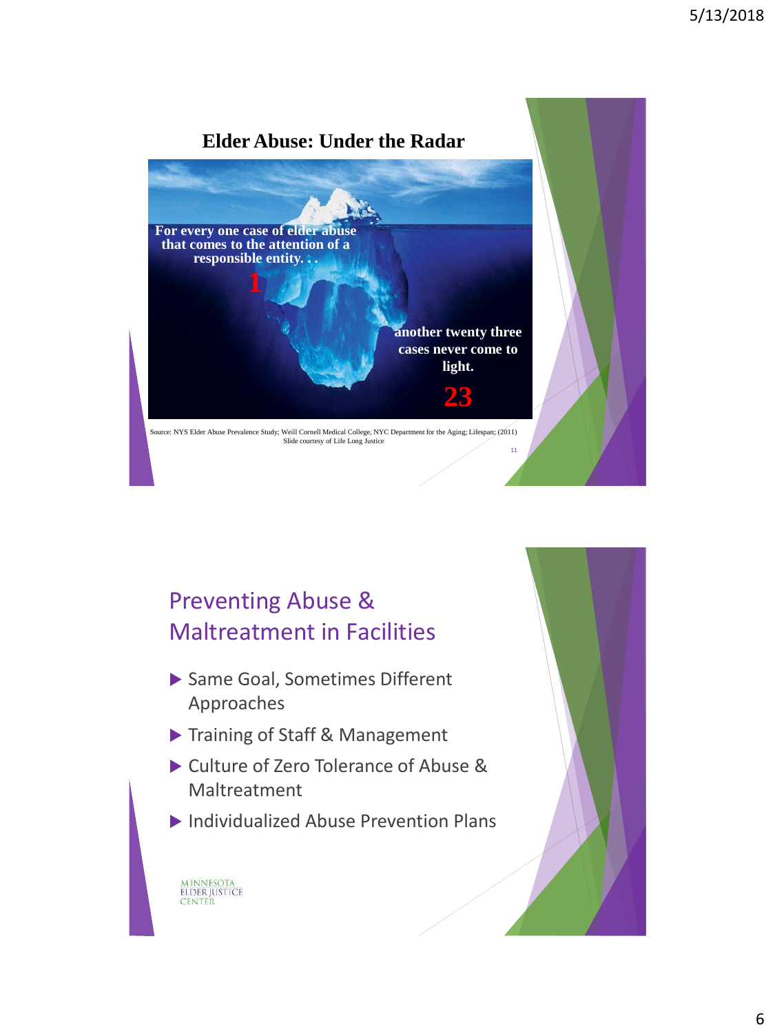## Elder Abuse: Under the Radar

For every one case of elder abuse that comes to the attention of a responsible entity. . .

**1**

another twenty three cases never come to light.

**23**

Source: NYS Elder Abuse Prevalence Study; Weill Cornell Medical College, NYC Department for the Aging; Lifespan; (2011)
Slide courtesy of Life Long Justice

## Preventing Abuse & Maltreatment in Facilities

- Same Goal, Sometimes Different Approaches
- Training of Staff & Management
- Culture of Zero Tolerance of Abuse & Maltreatment
- Individualized Abuse Prevention Plans

MINNESOTA ELDER JUSTICE CENTER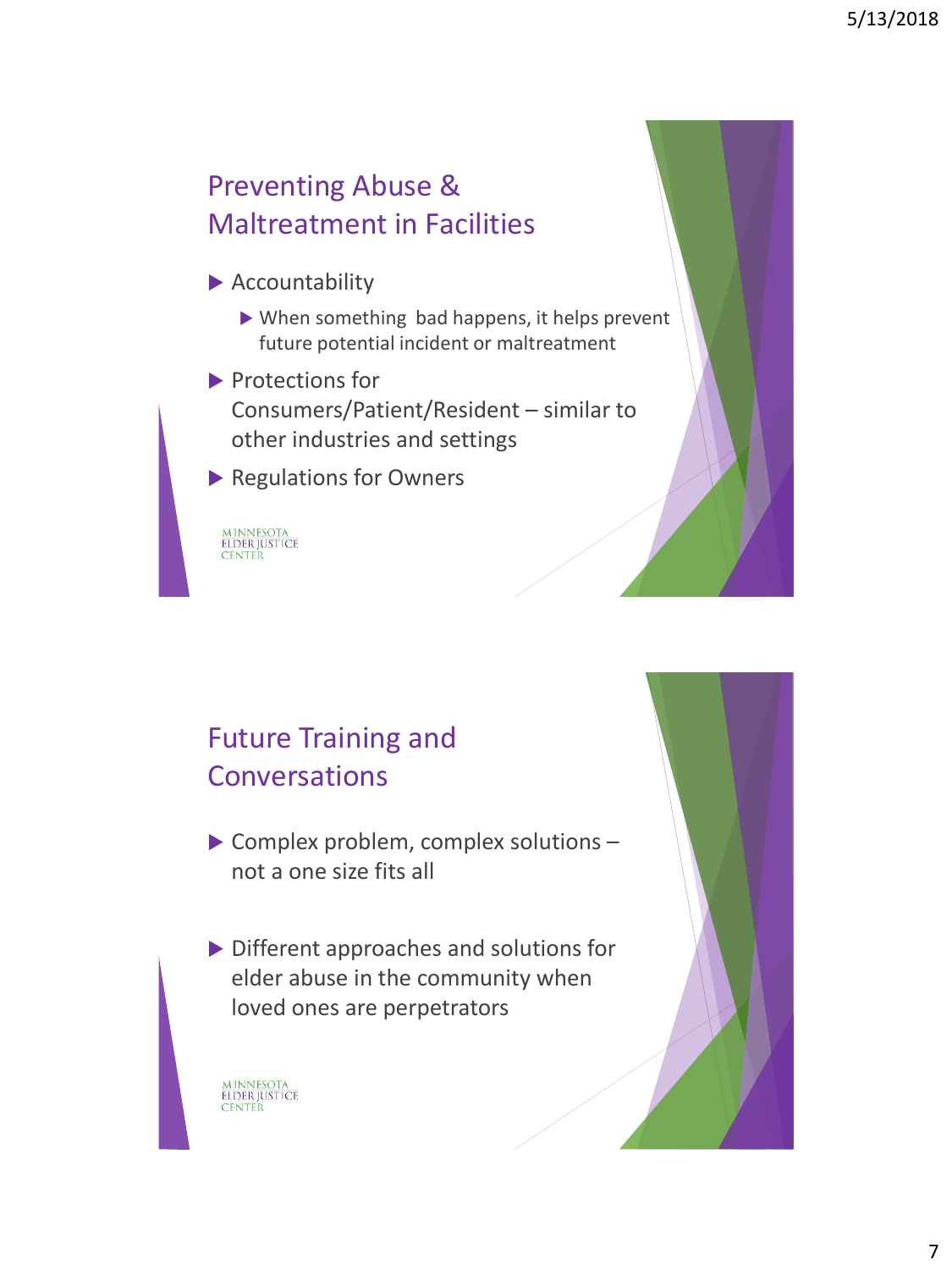## Preventing Abuse & Maltreatment in Facilities

- Accountability
  - When something  bad happens, it helps prevent future potential incident or maltreatment
- Protections for Consumers/Patient/Resident – similar to other industries and settings
- Regulations for Owners

MINNESOTA ELDER JUSTICE CENTER

## Future Training and Conversations

- Complex problem, complex solutions – not a one size fits all
- Different approaches and solutions for elder abuse in the community when loved ones are perpetrators

MINNESOTA ELDER JUSTICE CENTER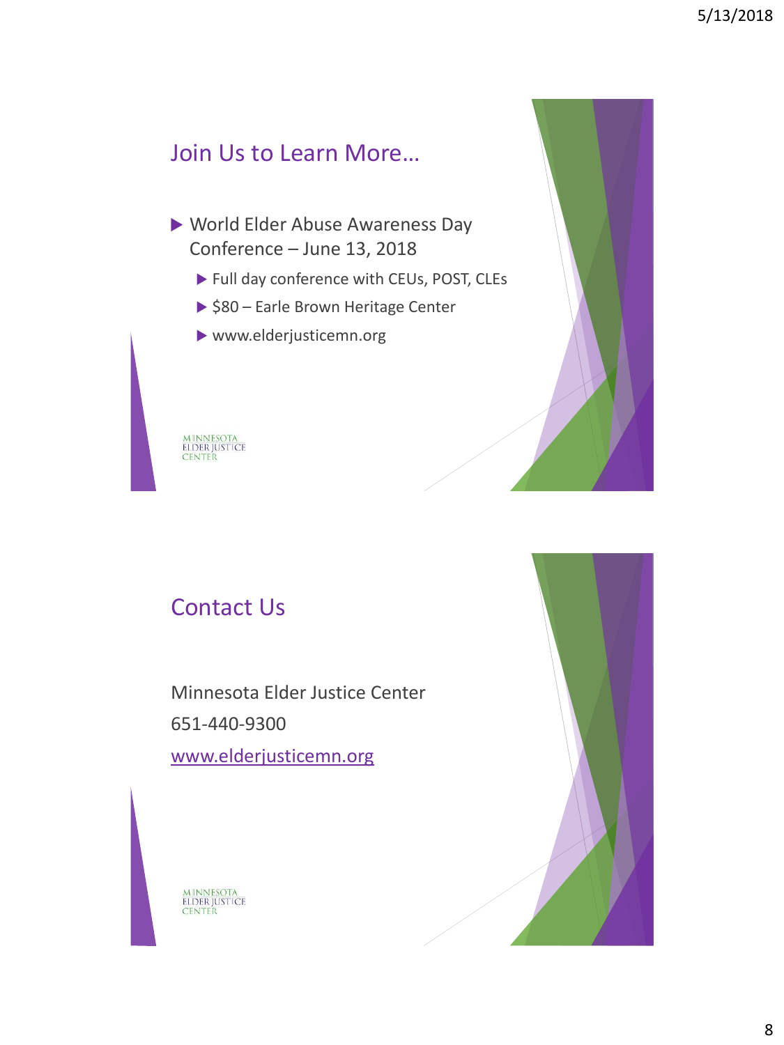## Join Us to Learn More…

- World Elder Abuse Awareness Day Conference – June 13, 2018
  - Full day conference with CEUs, POST, CLEs
  - $80 – Earle Brown Heritage Center
  - www.elderjusticemn.org

MINNESOTA
ELDER JUSTICE
CENTER

## Contact Us

Minnesota Elder Justice Center

651-440-9300

www.elderjusticemn.org

MINNESOTA
ELDER JUSTICE
CENTER